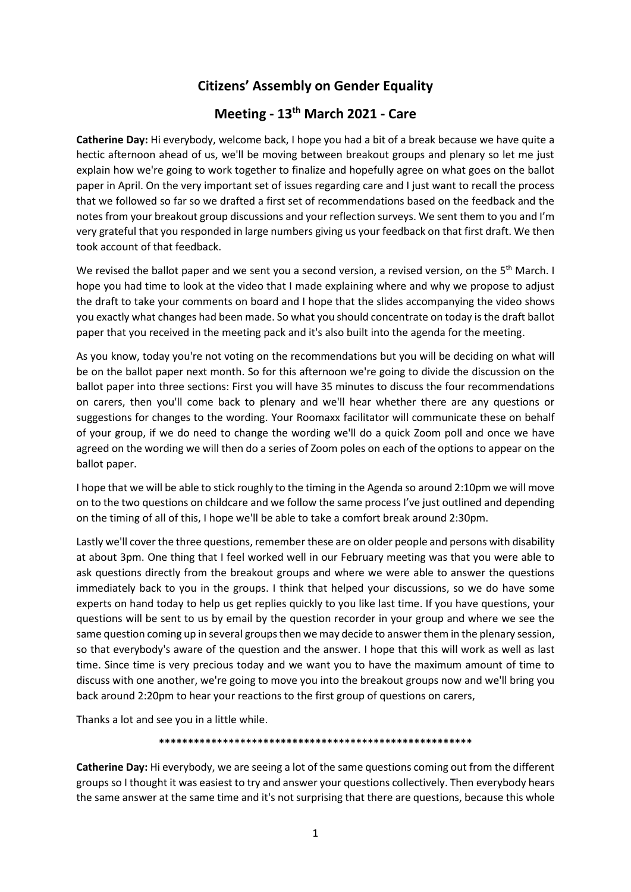# Citizens' Assembly on Gender Equality

## Meeting - 13th March 2021 - Care

**Catherine Day:** Hi everybody, welcome back, I hope you had a bit of a break because we have quite a hectic afternoon ahead of us, we'll be moving between breakout groups and plenary so let me just explain how we're going to work together to finalize and hopefully agree on what goes on the ballot paper in April. On the very important set of issues regarding care and I just want to recall the process that we followed so far so we drafted a first set of recommendations based on the feedback and the notes from your breakout group discussions and your reflection surveys. We sent them to you and I'm very grateful that you responded in large numbers giving us your feedback on that first draft. We then took account of that feedback.

We revised the ballot paper and we sent you a second version, a revised version, on the 5th March. I hope you had time to look at the video that I made explaining where and why we propose to adjust the draft to take your comments on board and I hope that the slides accompanying the video shows you exactly what changes had been made. So what you should concentrate on today is the draft ballot paper that you received in the meeting pack and it's also built into the agenda for the meeting.

As you know, today you're not voting on the recommendations but you will be deciding on what will be on the ballot paper next month. So for this afternoon we're going to divide the discussion on the ballot paper into three sections: First you will have 35 minutes to discuss the four recommendations on carers, then you'll come back to plenary and we'll hear whether there are any questions or suggestions for changes to the wording. Your Roomaxx facilitator will communicate these on behalf of your group, if we do need to change the wording we'll do a quick Zoom poll and once we have agreed on the wording we will then do a series of Zoom poles on each of the options to appear on the ballot paper.

I hope that we will be able to stick roughly to the timing in the Agenda so around 2:10pm we will move on to the two questions on childcare and we follow the same process I've just outlined and depending on the timing of all of this, I hope we'll be able to take a comfort break around 2:30pm.

Lastly we'll cover the three questions, remember these are on older people and persons with disability at about 3pm. One thing that I feel worked well in our February meeting was that you were able to ask questions directly from the breakout groups and where we were able to answer the questions immediately back to you in the groups. I think that helped your discussions, so we do have some experts on hand today to help us get replies quickly to you like last time. If you have questions, your questions will be sent to us by email by the question recorder in your group and where we see the same question coming up in several groups then we may decide to answer them in the plenary session, so that everybody's aware of the question and the answer. I hope that this will work as well as last time. Since time is very precious today and we want you to have the maximum amount of time to discuss with one another, we're going to move you into the breakout groups now and we'll bring you back around 2:20pm to hear your reactions to the first group of questions on carers,

Thanks a lot and see you in a little while.

\*\*\*\*\*\*\*\*\*\*\*\*\*\*\*\*\*\*\*\*\*\*\*\*\*\*\*\*\*\*\*\*\*\*\*\*\*\*\*\*\*\*\*\*\*\*\*\*\*\*\*\*\*\*\*\*

**Catherine Day:** Hi everybody, we are seeing a lot of the same questions coming out from the different groups so I thought it was easiest to try and answer your questions collectively. Then everybody hears the same answer at the same time and it's not surprising that there are questions, because this whole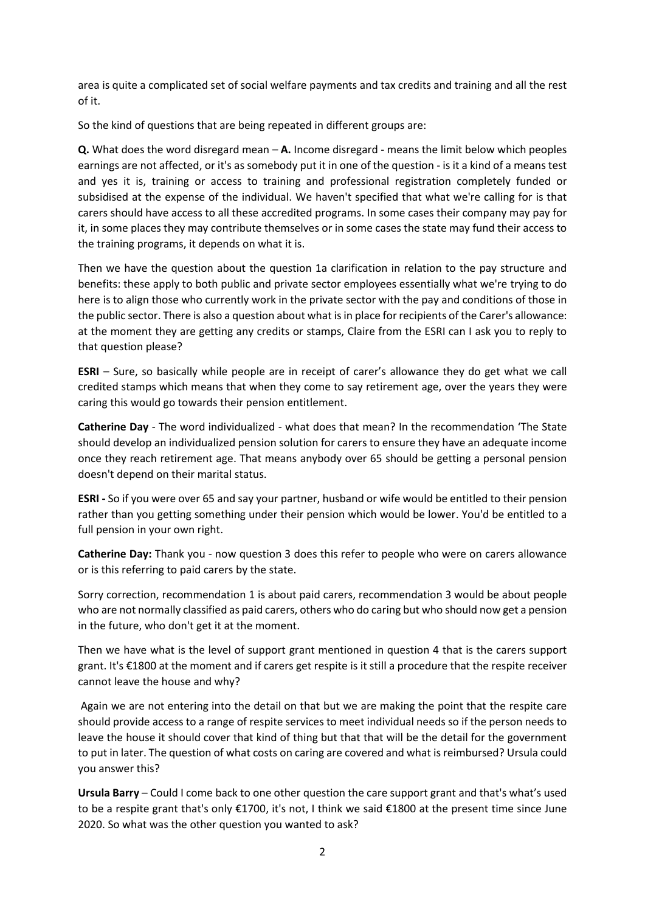area is quite a complicated set of social welfare payments and tax credits and training and all the rest of it.

So the kind of questions that are being repeated in different groups are:

**Q.** What does the word disregard mean – **A.** Income disregard - means the limit below which peoples earnings are not affected, or it's as somebody put it in one of the question - is it a kind of a means test and yes it is, training or access to training and professional registration completely funded or subsidised at the expense of the individual. We haven't specified that what we're calling for is that carers should have access to all these accredited programs. In some cases their company may pay for it, in some places they may contribute themselves or in some cases the state may fund their access to the training programs, it depends on what it is.

Then we have the question about the question 1a clarification in relation to the pay structure and benefits: these apply to both public and private sector employees essentially what we're trying to do here is to align those who currently work in the private sector with the pay and conditions of those in the public sector. There is also a question about what is in place for recipients of the Carer's allowance: at the moment they are getting any credits or stamps, Claire from the ESRI can I ask you to reply to that question please?

**ESRI** – Sure, so basically while people are in receipt of carer's allowance they do get what we call credited stamps which means that when they come to say retirement age, over the years they were caring this would go towards their pension entitlement.

**Catherine Day** - The word individualized - what does that mean? In the recommendation 'The State should develop an individualized pension solution for carers to ensure they have an adequate income once they reach retirement age. That means anybody over 65 should be getting a personal pension doesn't depend on their marital status.

**ESRI -** So if you were over 65 and say your partner, husband or wife would be entitled to their pension rather than you getting something under their pension which would be lower. You'd be entitled to a full pension in your own right.

**Catherine Day:** Thank you - now question 3 does this refer to people who were on carers allowance or is this referring to paid carers by the state.

Sorry correction, recommendation 1 is about paid carers, recommendation 3 would be about people who are not normally classified as paid carers, others who do caring but who should now get a pension in the future, who don't get it at the moment.

Then we have what is the level of support grant mentioned in question 4 that is the carers support grant. It's €1800 at the moment and if carers get respite is it still a procedure that the respite receiver cannot leave the house and why?

Again we are not entering into the detail on that but we are making the point that the respite care should provide access to a range of respite services to meet individual needs so if the person needs to leave the house it should cover that kind of thing but that that will be the detail for the government to put in later. The question of what costs on caring are covered and what is reimbursed? Ursula could you answer this?

**Ursula Barry** – Could I come back to one other question the care support grant and that's what's used to be a respite grant that's only €1700, it's not, I think we said €1800 at the present time since June 2020. So what was the other question you wanted to ask?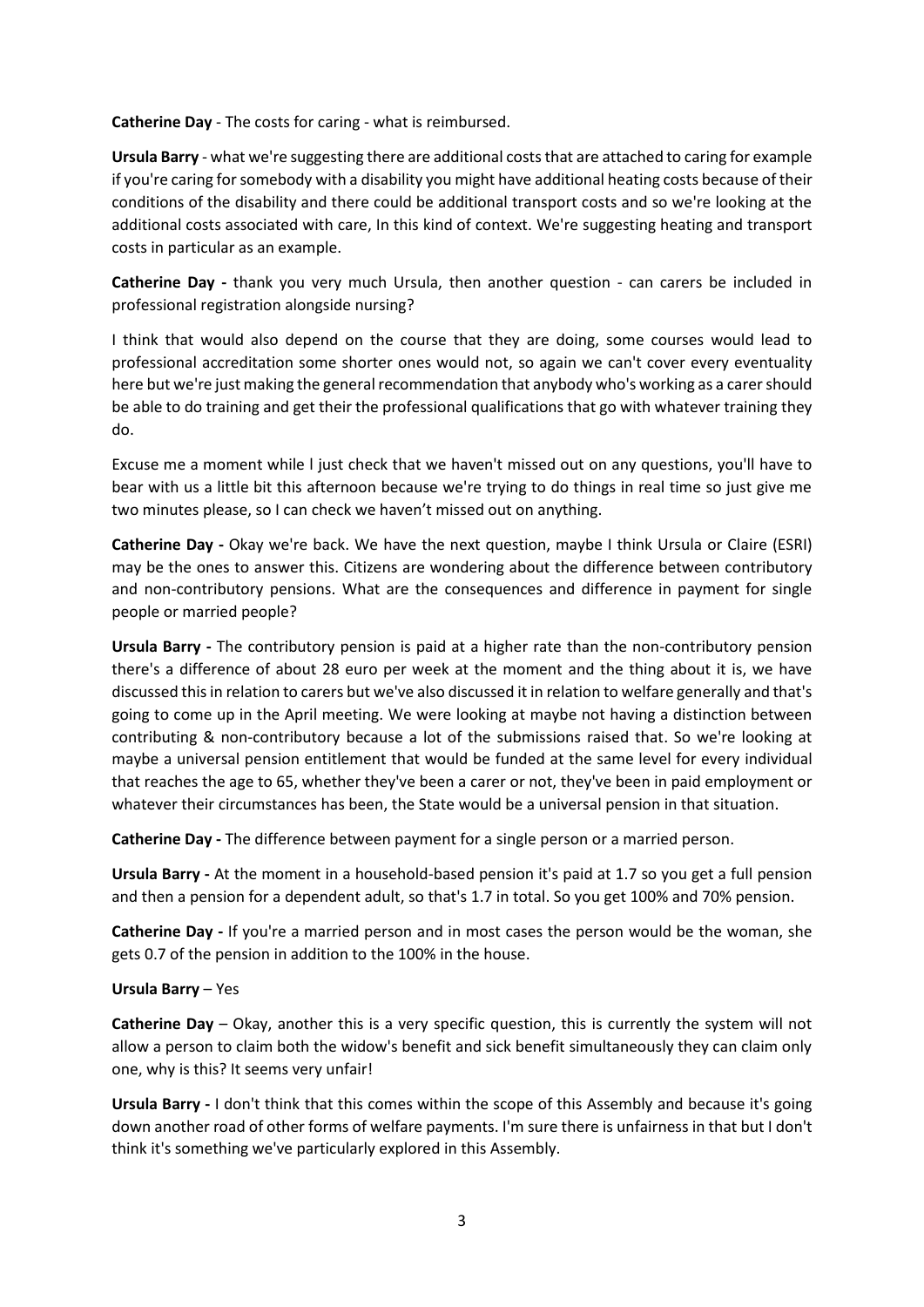**Catherine Day** - The costs for caring - what is reimbursed.

**Ursula Barry** - what we're suggesting there are additional costs that are attached to caring for example if you're caring for somebody with a disability you might have additional heating costs because of their conditions of the disability and there could be additional transport costs and so we're looking at the additional costs associated with care, In this kind of context. We're suggesting heating and transport costs in particular as an example.

**Catherine Day -** thank you very much Ursula, then another question - can carers be included in professional registration alongside nursing?

I think that would also depend on the course that they are doing, some courses would lead to professional accreditation some shorter ones would not, so again we can't cover every eventuality here but we're just making the general recommendation that anybody who's working as a carer should be able to do training and get their the professional qualifications that go with whatever training they do.

Excuse me a moment while I just check that we haven't missed out on any questions, you'll have to bear with us a little bit this afternoon because we're trying to do things in real time so just give me two minutes please, so I can check we haven't missed out on anything.

**Catherine Day -** Okay we're back. We have the next question, maybe I think Ursula or Claire (ESRI) may be the ones to answer this. Citizens are wondering about the difference between contributory and non-contributory pensions. What are the consequences and difference in payment for single people or married people?

**Ursula Barry -** The contributory pension is paid at a higher rate than the non-contributory pension there's a difference of about 28 euro per week at the moment and the thing about it is, we have discussed this in relation to carers but we've also discussed it in relation to welfare generally and that's going to come up in the April meeting. We were looking at maybe not having a distinction between contributing & non-contributory because a lot of the submissions raised that. So we're looking at maybe a universal pension entitlement that would be funded at the same level for every individual that reaches the age to 65, whether they've been a carer or not, they've been in paid employment or whatever their circumstances has been, the State would be a universal pension in that situation.

**Catherine Day -** The difference between payment for a single person or a married person.

**Ursula Barry -** At the moment in a household-based pension it's paid at 1.7 so you get a full pension and then a pension for a dependent adult, so that's 1.7 in total. So you get 100% and 70% pension.

**Catherine Day -** If you're a married person and in most cases the person would be the woman, she gets 0.7 of the pension in addition to the 100% in the house.

**Ursula Barry** – Yes

**Catherine Day** – Okay, another this is a very specific question, this is currently the system will not allow a person to claim both the widow's benefit and sick benefit simultaneously they can claim only one, why is this? It seems very unfair!

**Ursula Barry -** I don't think that this comes within the scope of this Assembly and because it's going down another road of other forms of welfare payments. I'm sure there is unfairness in that but I don't think it's something we've particularly explored in this Assembly.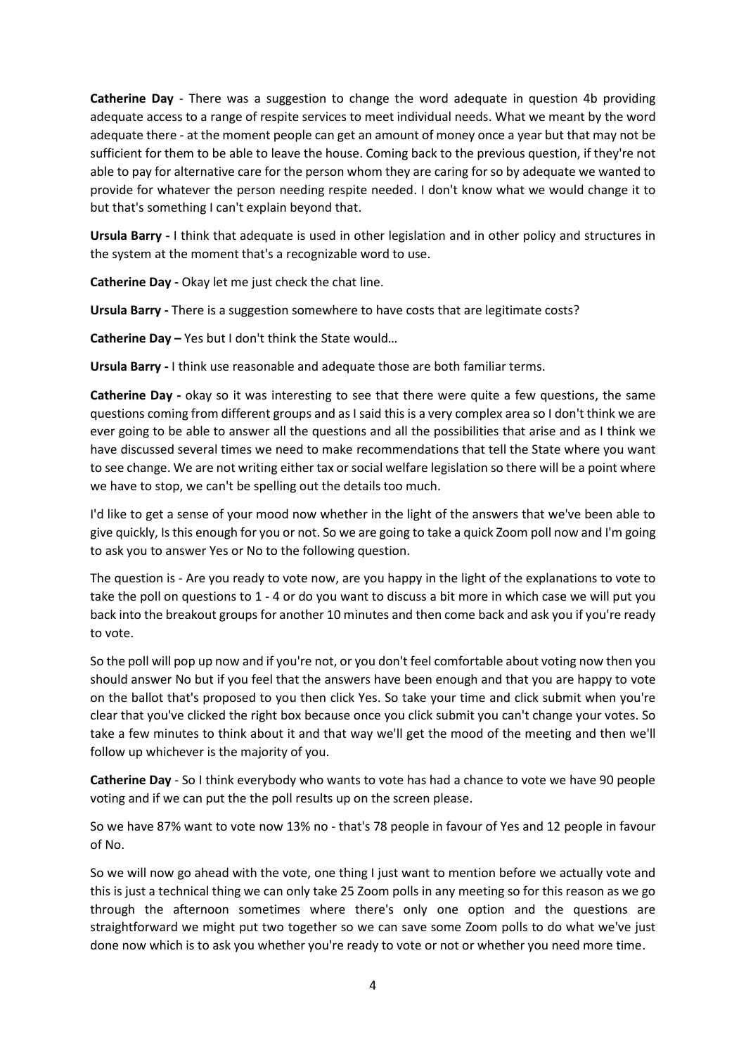**Catherine Day** - There was a suggestion to change the word adequate in question 4b providing adequate access to a range of respite services to meet individual needs. What we meant by the word adequate there - at the moment people can get an amount of money once a year but that may not be sufficient for them to be able to leave the house. Coming back to the previous question, if they're not able to pay for alternative care for the person whom they are caring for so by adequate we wanted to provide for whatever the person needing respite needed. I don't know what we would change it to but that's something I can't explain beyond that.

**Ursula Barry -** I think that adequate is used in other legislation and in other policy and structures in the system at the moment that's a recognizable word to use.

**Catherine Day -** Okay let me just check the chat line.

**Ursula Barry -** There is a suggestion somewhere to have costs that are legitimate costs?

**Catherine Day –** Yes but I don't think the State would…

**Ursula Barry -** I think use reasonable and adequate those are both familiar terms.

**Catherine Day -** okay so it was interesting to see that there were quite a few questions, the same questions coming from different groups and as I said this is a very complex area so I don't think we are ever going to be able to answer all the questions and all the possibilities that arise and as I think we have discussed several times we need to make recommendations that tell the State where you want to see change. We are not writing either tax or social welfare legislation so there will be a point where we have to stop, we can't be spelling out the details too much.

I'd like to get a sense of your mood now whether in the light of the answers that we've been able to give quickly, Is this enough for you or not. So we are going to take a quick Zoom poll now and I'm going to ask you to answer Yes or No to the following question.

The question is - Are you ready to vote now, are you happy in the light of the explanations to vote to take the poll on questions to 1 - 4 or do you want to discuss a bit more in which case we will put you back into the breakout groups for another 10 minutes and then come back and ask you if you're ready to vote.

So the poll will pop up now and if you're not, or you don't feel comfortable about voting now then you should answer No but if you feel that the answers have been enough and that you are happy to vote on the ballot that's proposed to you then click Yes. So take your time and click submit when you're clear that you've clicked the right box because once you click submit you can't change your votes. So take a few minutes to think about it and that way we'll get the mood of the meeting and then we'll follow up whichever is the majority of you.

**Catherine Day** - So I think everybody who wants to vote has had a chance to vote we have 90 people voting and if we can put the the poll results up on the screen please.

So we have 87% want to vote now 13% no - that's 78 people in favour of Yes and 12 people in favour of No.

So we will now go ahead with the vote, one thing I just want to mention before we actually vote and this is just a technical thing we can only take 25 Zoom polls in any meeting so for this reason as we go through the afternoon sometimes where there's only one option and the questions are straightforward we might put two together so we can save some Zoom polls to do what we've just done now which is to ask you whether you're ready to vote or not or whether you need more time.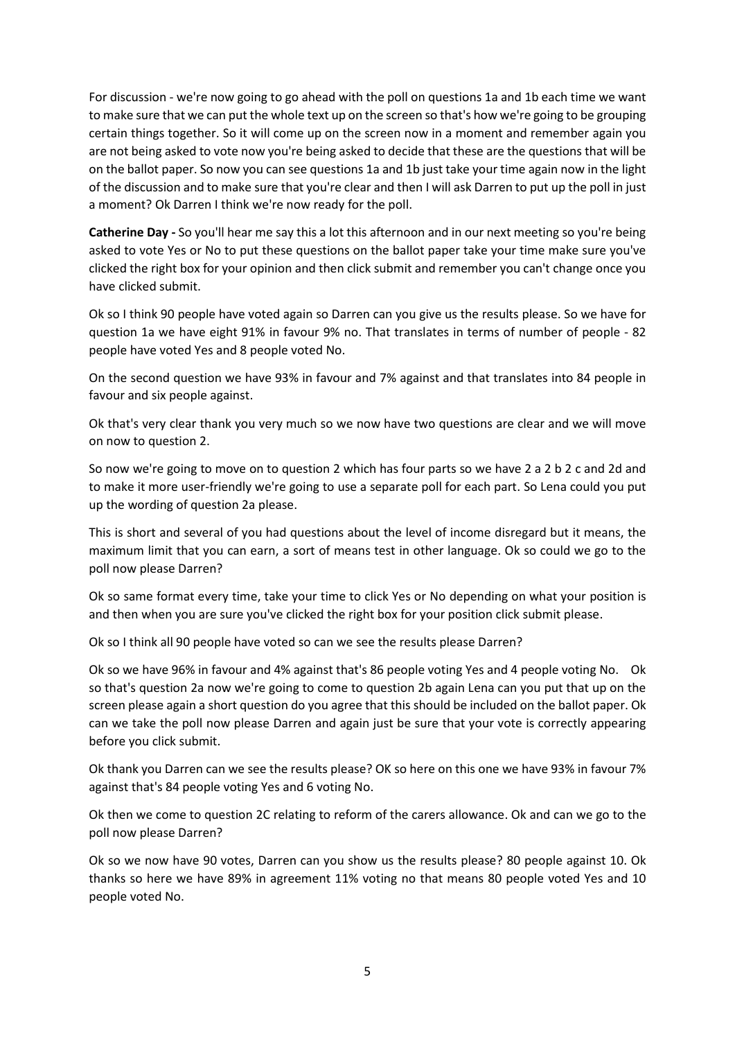For discussion - we're now going to go ahead with the poll on questions 1a and 1b each time we want to make sure that we can put the whole text up on the screen so that's how we're going to be grouping certain things together. So it will come up on the screen now in a moment and remember again you are not being asked to vote now you're being asked to decide that these are the questions that will be on the ballot paper. So now you can see questions 1a and 1b just take your time again now in the light of the discussion and to make sure that you're clear and then I will ask Darren to put up the poll in just a moment? Ok Darren I think we're now ready for the poll.

**Catherine Day -** So you'll hear me say this a lot this afternoon and in our next meeting so you're being asked to vote Yes or No to put these questions on the ballot paper take your time make sure you've clicked the right box for your opinion and then click submit and remember you can't change once you have clicked submit.

Ok so I think 90 people have voted again so Darren can you give us the results please. So we have for question 1a we have eight 91% in favour 9% no. That translates in terms of number of people - 82 people have voted Yes and 8 people voted No.

On the second question we have 93% in favour and 7% against and that translates into 84 people in favour and six people against.

Ok that's very clear thank you very much so we now have two questions are clear and we will move on now to question 2.

So now we're going to move on to question 2 which has four parts so we have 2 a 2 b 2 c and 2d and to make it more user-friendly we're going to use a separate poll for each part. So Lena could you put up the wording of question 2a please.

This is short and several of you had questions about the level of income disregard but it means, the maximum limit that you can earn, a sort of means test in other language. Ok so could we go to the poll now please Darren?

Ok so same format every time, take your time to click Yes or No depending on what your position is and then when you are sure you've clicked the right box for your position click submit please.

Ok so I think all 90 people have voted so can we see the results please Darren?

Ok so we have 96% in favour and 4% against that's 86 people voting Yes and 4 people voting No. Ok so that's question 2a now we're going to come to question 2b again Lena can you put that up on the screen please again a short question do you agree that this should be included on the ballot paper. Ok can we take the poll now please Darren and again just be sure that your vote is correctly appearing before you click submit.

Ok thank you Darren can we see the results please? OK so here on this one we have 93% in favour 7% against that's 84 people voting Yes and 6 voting No.

Ok then we come to question 2C relating to reform of the carers allowance. Ok and can we go to the poll now please Darren?

Ok so we now have 90 votes, Darren can you show us the results please? 80 people against 10. Ok thanks so here we have 89% in agreement 11% voting no that means 80 people voted Yes and 10 people voted No.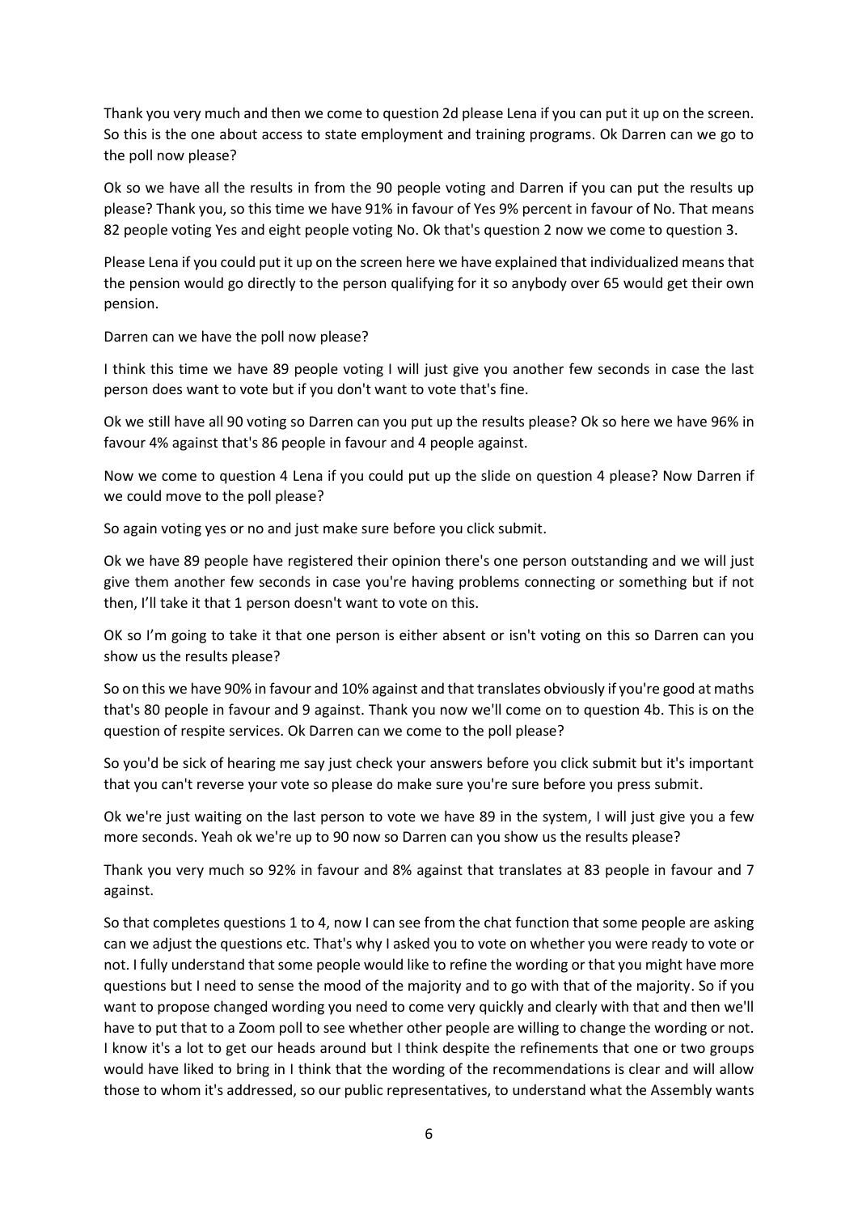Thank you very much and then we come to question 2d please Lena if you can put it up on the screen. So this is the one about access to state employment and training programs. Ok Darren can we go to the poll now please?

Ok so we have all the results in from the 90 people voting and Darren if you can put the results up please? Thank you, so this time we have 91% in favour of Yes 9% percent in favour of No. That means 82 people voting Yes and eight people voting No. Ok that's question 2 now we come to question 3.

Please Lena if you could put it up on the screen here we have explained that individualized means that the pension would go directly to the person qualifying for it so anybody over 65 would get their own pension.

Darren can we have the poll now please?

I think this time we have 89 people voting I will just give you another few seconds in case the last person does want to vote but if you don't want to vote that's fine.

Ok we still have all 90 voting so Darren can you put up the results please? Ok so here we have 96% in favour 4% against that's 86 people in favour and 4 people against.

Now we come to question 4 Lena if you could put up the slide on question 4 please? Now Darren if we could move to the poll please?

So again voting yes or no and just make sure before you click submit.

Ok we have 89 people have registered their opinion there's one person outstanding and we will just give them another few seconds in case you're having problems connecting or something but if not then, I'll take it that 1 person doesn't want to vote on this.

OK so I'm going to take it that one person is either absent or isn't voting on this so Darren can you show us the results please?

So on this we have 90% in favour and 10% against and that translates obviously if you're good at maths that's 80 people in favour and 9 against. Thank you now we'll come on to question 4b. This is on the question of respite services. Ok Darren can we come to the poll please?

So you'd be sick of hearing me say just check your answers before you click submit but it's important that you can't reverse your vote so please do make sure you're sure before you press submit.

Ok we're just waiting on the last person to vote we have 89 in the system, I will just give you a few more seconds. Yeah ok we're up to 90 now so Darren can you show us the results please?

Thank you very much so 92% in favour and 8% against that translates at 83 people in favour and 7 against.

So that completes questions 1 to 4, now I can see from the chat function that some people are asking can we adjust the questions etc. That's why I asked you to vote on whether you were ready to vote or not. I fully understand that some people would like to refine the wording or that you might have more questions but I need to sense the mood of the majority and to go with that of the majority. So if you want to propose changed wording you need to come very quickly and clearly with that and then we'll have to put that to a Zoom poll to see whether other people are willing to change the wording or not. I know it's a lot to get our heads around but I think despite the refinements that one or two groups would have liked to bring in I think that the wording of the recommendations is clear and will allow those to whom it's addressed, so our public representatives, to understand what the Assembly wants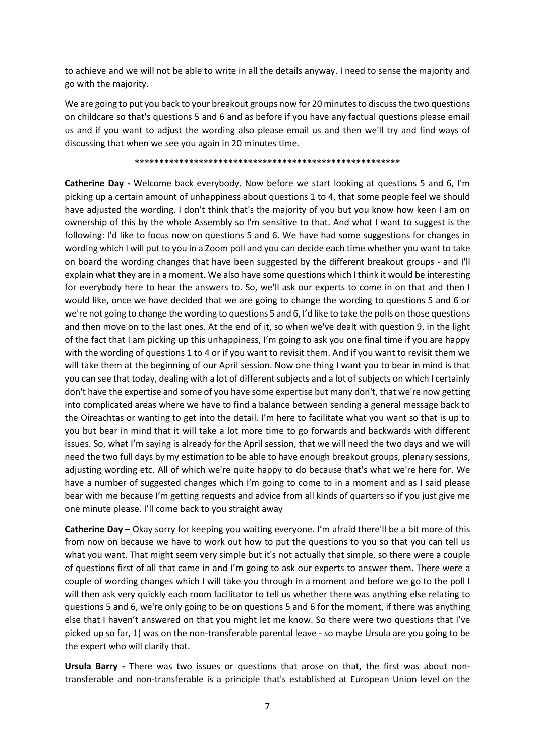to achieve and we will not be able to write in all the details anyway. I need to sense the majority and go with the majority.

We are going to put you back to your breakout groups now for 20 minutes to discuss the two questions on childcare so that's questions 5 and 6 and as before if you have any factual questions please email us and if you want to adjust the wording also please email us and then we'll try and find ways of discussing that when we see you again in 20 minutes time.

*******************************************************

**Catherine Day -** Welcome back everybody. Now before we start looking at questions 5 and 6, I'm picking up a certain amount of unhappiness about questions 1 to 4, that some people feel we should have adjusted the wording. I don't think that's the majority of you but you know how keen I am on ownership of this by the whole Assembly so I'm sensitive to that. And what I want to suggest is the following: I'd like to focus now on questions 5 and 6. We have had some suggestions for changes in wording which I will put to you in a Zoom poll and you can decide each time whether you want to take on board the wording changes that have been suggested by the different breakout groups - and I'll explain what they are in a moment. We also have some questions which I think it would be interesting for everybody here to hear the answers to. So, we'll ask our experts to come in on that and then I would like, once we have decided that we are going to change the wording to questions 5 and 6 or we're not going to change the wording to questions 5 and 6, I'd like to take the polls on those questions and then move on to the last ones. At the end of it, so when we've dealt with question 9, in the light of the fact that I am picking up this unhappiness, I'm going to ask you one final time if you are happy with the wording of questions 1 to 4 or if you want to revisit them. And if you want to revisit them we will take them at the beginning of our April session. Now one thing I want you to bear in mind is that you can see that today, dealing with a lot of different subjects and a lot of subjects on which I certainly don't have the expertise and some of you have some expertise but many don't, that we're now getting into complicated areas where we have to find a balance between sending a general message back to the Oireachtas or wanting to get into the detail. I'm here to facilitate what you want so that is up to you but bear in mind that it will take a lot more time to go forwards and backwards with different issues. So, what I'm saying is already for the April session, that we will need the two days and we will need the two full days by my estimation to be able to have enough breakout groups, plenary sessions, adjusting wording etc. All of which we're quite happy to do because that's what we're here for. We have a number of suggested changes which I'm going to come to in a moment and as I said please bear with me because I'm getting requests and advice from all kinds of quarters so if you just give me one minute please. I'll come back to you straight away

**Catherine Day –** Okay sorry for keeping you waiting everyone. I'm afraid there'll be a bit more of this from now on because we have to work out how to put the questions to you so that you can tell us what you want. That might seem very simple but it's not actually that simple, so there were a couple of questions first of all that came in and I'm going to ask our experts to answer them. There were a couple of wording changes which I will take you through in a moment and before we go to the poll I will then ask very quickly each room facilitator to tell us whether there was anything else relating to questions 5 and 6, we're only going to be on questions 5 and 6 for the moment, if there was anything else that I haven't answered on that you might let me know. So there were two questions that I've picked up so far, 1) was on the non-transferable parental leave - so maybe Ursula are you going to be the expert who will clarify that.

**Ursula Barry -** There was two issues or questions that arose on that, the first was about non-transferable and non-transferable is a principle that's established at European Union level on the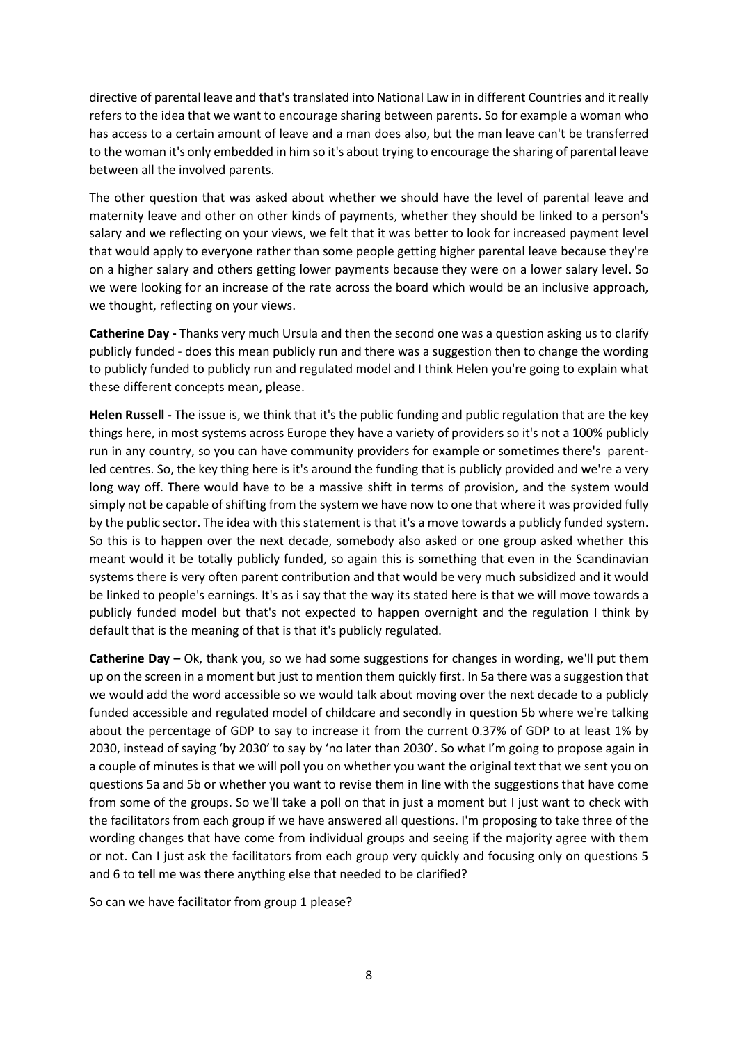directive of parental leave and that's translated into National Law in in different Countries and it really refers to the idea that we want to encourage sharing between parents. So for example a woman who has access to a certain amount of leave and a man does also, but the man leave can't be transferred to the woman it's only embedded in him so it's about trying to encourage the sharing of parental leave between all the involved parents.

The other question that was asked about whether we should have the level of parental leave and maternity leave and other on other kinds of payments, whether they should be linked to a person's salary and we reflecting on your views, we felt that it was better to look for increased payment level that would apply to everyone rather than some people getting higher parental leave because they're on a higher salary and others getting lower payments because they were on a lower salary level. So we were looking for an increase of the rate across the board which would be an inclusive approach, we thought, reflecting on your views.

**Catherine Day -** Thanks very much Ursula and then the second one was a question asking us to clarify publicly funded - does this mean publicly run and there was a suggestion then to change the wording to publicly funded to publicly run and regulated model and I think Helen you're going to explain what these different concepts mean, please.

**Helen Russell -** The issue is, we think that it's the public funding and public regulation that are the key things here, in most systems across Europe they have a variety of providers so it's not a 100% publicly run in any country, so you can have community providers for example or sometimes there's parent-led centres. So, the key thing here is it's around the funding that is publicly provided and we're a very long way off. There would have to be a massive shift in terms of provision, and the system would simply not be capable of shifting from the system we have now to one that where it was provided fully by the public sector. The idea with this statement is that it's a move towards a publicly funded system. So this is to happen over the next decade, somebody also asked or one group asked whether this meant would it be totally publicly funded, so again this is something that even in the Scandinavian systems there is very often parent contribution and that would be very much subsidized and it would be linked to people's earnings. It's as i say that the way its stated here is that we will move towards a publicly funded model but that's not expected to happen overnight and the regulation I think by default that is the meaning of that is that it's publicly regulated.

**Catherine Day –** Ok, thank you, so we had some suggestions for changes in wording, we'll put them up on the screen in a moment but just to mention them quickly first. In 5a there was a suggestion that we would add the word accessible so we would talk about moving over the next decade to a publicly funded accessible and regulated model of childcare and secondly in question 5b where we're talking about the percentage of GDP to say to increase it from the current 0.37% of GDP to at least 1% by 2030, instead of saying 'by 2030' to say by 'no later than 2030'. So what I'm going to propose again in a couple of minutes is that we will poll you on whether you want the original text that we sent you on questions 5a and 5b or whether you want to revise them in line with the suggestions that have come from some of the groups. So we'll take a poll on that in just a moment but I just want to check with the facilitators from each group if we have answered all questions. I'm proposing to take three of the wording changes that have come from individual groups and seeing if the majority agree with them or not. Can I just ask the facilitators from each group very quickly and focusing only on questions 5 and 6 to tell me was there anything else that needed to be clarified?

So can we have facilitator from group 1 please?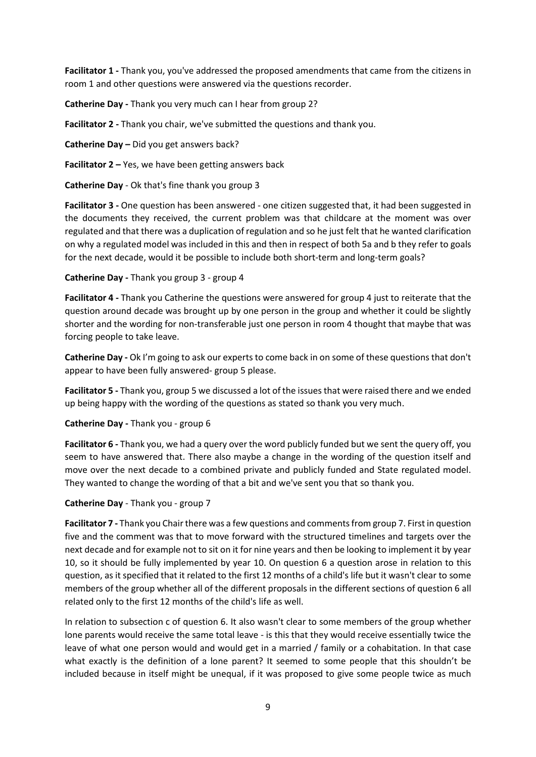**Facilitator 1 -** Thank you, you've addressed the proposed amendments that came from the citizens in room 1 and other questions were answered via the questions recorder.

**Catherine Day -** Thank you very much can I hear from group 2?

**Facilitator 2 -** Thank you chair, we've submitted the questions and thank you.

**Catherine Day –** Did you get answers back?

**Facilitator 2 –** Yes, we have been getting answers back

**Catherine Day** - Ok that's fine thank you group 3

**Facilitator 3 -** One question has been answered - one citizen suggested that, it had been suggested in the documents they received, the current problem was that childcare at the moment was over regulated and that there was a duplication of regulation and so he just felt that he wanted clarification on why a regulated model was included in this and then in respect of both 5a and b they refer to goals for the next decade, would it be possible to include both short-term and long-term goals?

**Catherine Day -** Thank you group 3 - group 4

**Facilitator 4 -** Thank you Catherine the questions were answered for group 4 just to reiterate that the question around decade was brought up by one person in the group and whether it could be slightly shorter and the wording for non-transferable just one person in room 4 thought that maybe that was forcing people to take leave.

**Catherine Day -** Ok I'm going to ask our experts to come back in on some of these questions that don't appear to have been fully answered- group 5 please.

**Facilitator 5 -** Thank you, group 5 we discussed a lot of the issues that were raised there and we ended up being happy with the wording of the questions as stated so thank you very much.

**Catherine Day -** Thank you - group 6

**Facilitator 6 -** Thank you, we had a query over the word publicly funded but we sent the query off, you seem to have answered that. There also maybe a change in the wording of the question itself and move over the next decade to a combined private and publicly funded and State regulated model. They wanted to change the wording of that a bit and we've sent you that so thank you.

**Catherine Day** - Thank you - group 7

**Facilitator 7 -** Thank you Chair there was a few questions and comments from group 7. First in question five and the comment was that to move forward with the structured timelines and targets over the next decade and for example not to sit on it for nine years and then be looking to implement it by year 10, so it should be fully implemented by year 10. On question 6 a question arose in relation to this question, as it specified that it related to the first 12 months of a child's life but it wasn't clear to some members of the group whether all of the different proposals in the different sections of question 6 all related only to the first 12 months of the child's life as well.

In relation to subsection c of question 6. It also wasn't clear to some members of the group whether lone parents would receive the same total leave - is this that they would receive essentially twice the leave of what one person would and would get in a married / family or a cohabitation. In that case what exactly is the definition of a lone parent? It seemed to some people that this shouldn't be included because in itself might be unequal, if it was proposed to give some people twice as much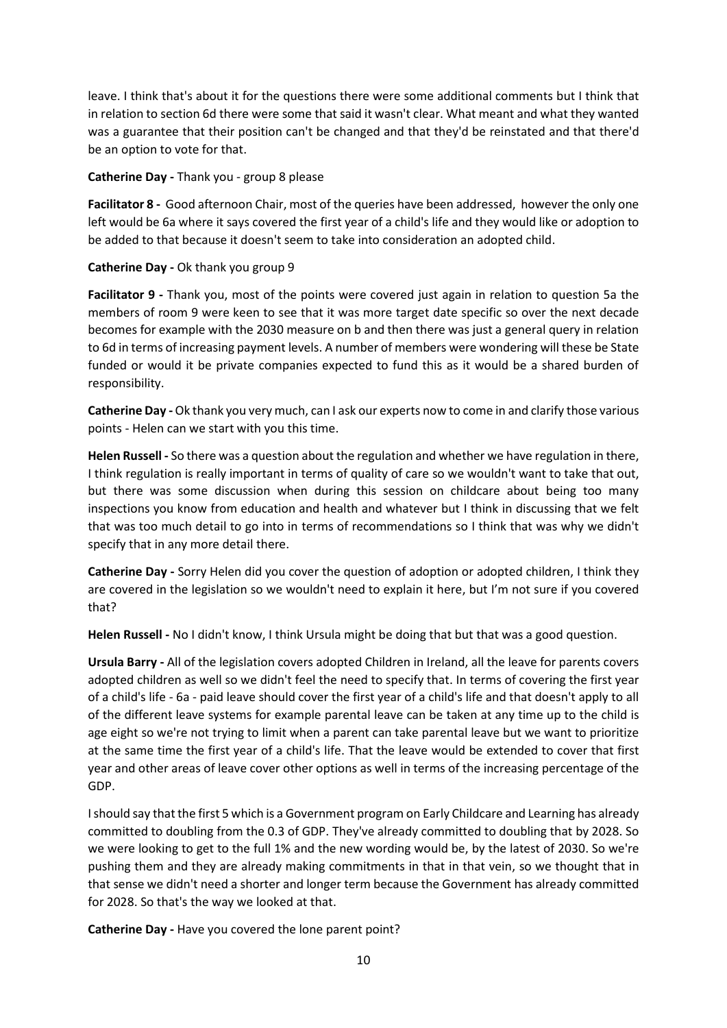leave. I think that's about it for the questions there were some additional comments but I think that in relation to section 6d there were some that said it wasn't clear. What meant and what they wanted was a guarantee that their position can't be changed and that they'd be reinstated and that there'd be an option to vote for that.

**Catherine Day -** Thank you - group 8 please

**Facilitator 8 -** Good afternoon Chair, most of the queries have been addressed, however the only one left would be 6a where it says covered the first year of a child's life and they would like or adoption to be added to that because it doesn't seem to take into consideration an adopted child.

**Catherine Day -** Ok thank you group 9

**Facilitator 9 -** Thank you, most of the points were covered just again in relation to question 5a the members of room 9 were keen to see that it was more target date specific so over the next decade becomes for example with the 2030 measure on b and then there was just a general query in relation to 6d in terms of increasing payment levels. A number of members were wondering will these be State funded or would it be private companies expected to fund this as it would be a shared burden of responsibility.

**Catherine Day -** Ok thank you very much, can I ask our experts now to come in and clarify those various points - Helen can we start with you this time.

**Helen Russell -** So there was a question about the regulation and whether we have regulation in there, I think regulation is really important in terms of quality of care so we wouldn't want to take that out, but there was some discussion when during this session on childcare about being too many inspections you know from education and health and whatever but I think in discussing that we felt that was too much detail to go into in terms of recommendations so I think that was why we didn't specify that in any more detail there.

**Catherine Day -** Sorry Helen did you cover the question of adoption or adopted children, I think they are covered in the legislation so we wouldn't need to explain it here, but I'm not sure if you covered that?

**Helen Russell -** No I didn't know, I think Ursula might be doing that but that was a good question.

**Ursula Barry -** All of the legislation covers adopted Children in Ireland, all the leave for parents covers adopted children as well so we didn't feel the need to specify that. In terms of covering the first year of a child's life - 6a - paid leave should cover the first year of a child's life and that doesn't apply to all of the different leave systems for example parental leave can be taken at any time up to the child is age eight so we're not trying to limit when a parent can take parental leave but we want to prioritize at the same time the first year of a child's life. That the leave would be extended to cover that first year and other areas of leave cover other options as well in terms of the increasing percentage of the GDP.

I should say that the first 5 which is a Government program on Early Childcare and Learning has already committed to doubling from the 0.3 of GDP. They've already committed to doubling that by 2028. So we were looking to get to the full 1% and the new wording would be, by the latest of 2030. So we're pushing them and they are already making commitments in that in that vein, so we thought that in that sense we didn't need a shorter and longer term because the Government has already committed for 2028. So that's the way we looked at that.

**Catherine Day -** Have you covered the lone parent point?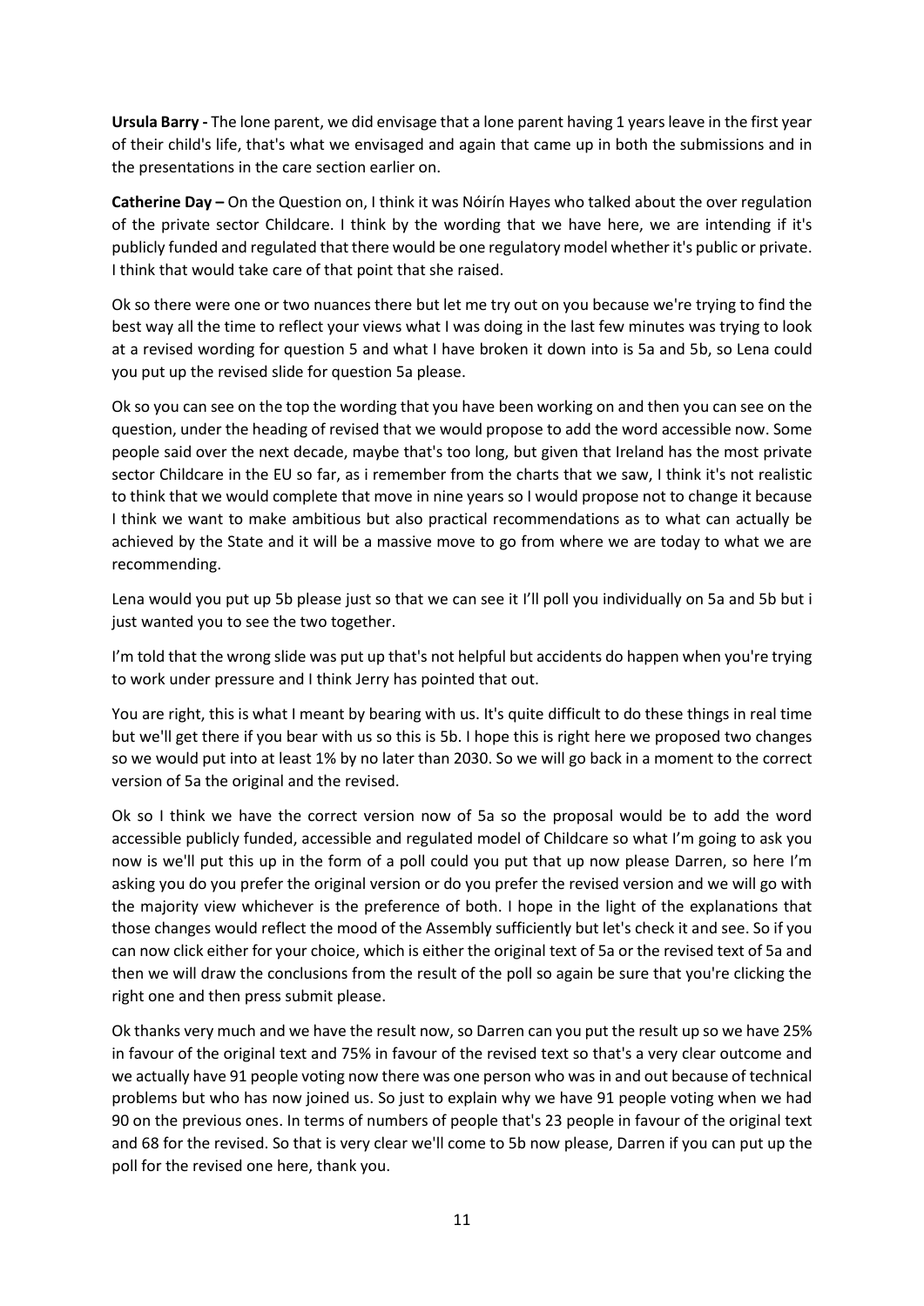**Ursula Barry -** The lone parent, we did envisage that a lone parent having 1 years leave in the first year of their child's life, that's what we envisaged and again that came up in both the submissions and in the presentations in the care section earlier on.

**Catherine Day –** On the Question on, I think it was Nóirín Hayes who talked about the over regulation of the private sector Childcare. I think by the wording that we have here, we are intending if it's publicly funded and regulated that there would be one regulatory model whether it's public or private. I think that would take care of that point that she raised.

Ok so there were one or two nuances there but let me try out on you because we're trying to find the best way all the time to reflect your views what I was doing in the last few minutes was trying to look at a revised wording for question 5 and what I have broken it down into is 5a and 5b, so Lena could you put up the revised slide for question 5a please.

Ok so you can see on the top the wording that you have been working on and then you can see on the question, under the heading of revised that we would propose to add the word accessible now. Some people said over the next decade, maybe that's too long, but given that Ireland has the most private sector Childcare in the EU so far, as i remember from the charts that we saw, I think it's not realistic to think that we would complete that move in nine years so I would propose not to change it because I think we want to make ambitious but also practical recommendations as to what can actually be achieved by the State and it will be a massive move to go from where we are today to what we are recommending.

Lena would you put up 5b please just so that we can see it I'll poll you individually on 5a and 5b but i just wanted you to see the two together.

I'm told that the wrong slide was put up that's not helpful but accidents do happen when you're trying to work under pressure and I think Jerry has pointed that out.

You are right, this is what I meant by bearing with us. It's quite difficult to do these things in real time but we'll get there if you bear with us so this is 5b. I hope this is right here we proposed two changes so we would put into at least 1% by no later than 2030. So we will go back in a moment to the correct version of 5a the original and the revised.

Ok so I think we have the correct version now of 5a so the proposal would be to add the word accessible publicly funded, accessible and regulated model of Childcare so what I'm going to ask you now is we'll put this up in the form of a poll could you put that up now please Darren, so here I'm asking you do you prefer the original version or do you prefer the revised version and we will go with the majority view whichever is the preference of both. I hope in the light of the explanations that those changes would reflect the mood of the Assembly sufficiently but let's check it and see. So if you can now click either for your choice, which is either the original text of 5a or the revised text of 5a and then we will draw the conclusions from the result of the poll so again be sure that you're clicking the right one and then press submit please.

Ok thanks very much and we have the result now, so Darren can you put the result up so we have 25% in favour of the original text and 75% in favour of the revised text so that's a very clear outcome and we actually have 91 people voting now there was one person who was in and out because of technical problems but who has now joined us. So just to explain why we have 91 people voting when we had 90 on the previous ones. In terms of numbers of people that's 23 people in favour of the original text and 68 for the revised. So that is very clear we'll come to 5b now please, Darren if you can put up the poll for the revised one here, thank you.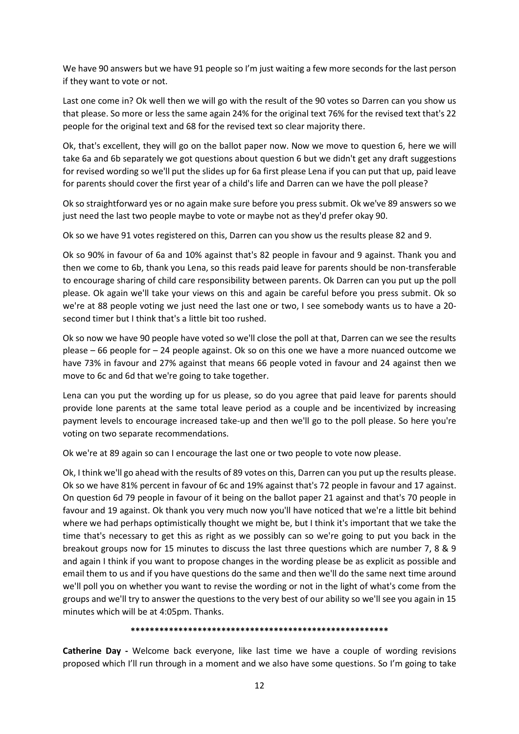We have 90 answers but we have 91 people so I'm just waiting a few more seconds for the last person if they want to vote or not.

Last one come in? Ok well then we will go with the result of the 90 votes so Darren can you show us that please. So more or less the same again 24% for the original text 76% for the revised text that's 22 people for the original text and 68 for the revised text so clear majority there.

Ok, that's excellent, they will go on the ballot paper now. Now we move to question 6, here we will take 6a and 6b separately we got questions about question 6 but we didn't get any draft suggestions for revised wording so we'll put the slides up for 6a first please Lena if you can put that up, paid leave for parents should cover the first year of a child's life and Darren can we have the poll please?

Ok so straightforward yes or no again make sure before you press submit. Ok we've 89 answers so we just need the last two people maybe to vote or maybe not as they'd prefer okay 90.

Ok so we have 91 votes registered on this, Darren can you show us the results please 82 and 9.

Ok so 90% in favour of 6a and 10% against that's 82 people in favour and 9 against. Thank you and then we come to 6b, thank you Lena, so this reads paid leave for parents should be non-transferable to encourage sharing of child care responsibility between parents. Ok Darren can you put up the poll please. Ok again we'll take your views on this and again be careful before you press submit. Ok so we're at 88 people voting we just need the last one or two, I see somebody wants us to have a 20-second timer but I think that's a little bit too rushed.

Ok so now we have 90 people have voted so we'll close the poll at that, Darren can we see the results please – 66 people for – 24 people against. Ok so on this one we have a more nuanced outcome we have 73% in favour and 27% against that means 66 people voted in favour and 24 against then we move to 6c and 6d that we're going to take together.

Lena can you put the wording up for us please, so do you agree that paid leave for parents should provide lone parents at the same total leave period as a couple and be incentivized by increasing payment levels to encourage increased take-up and then we'll go to the poll please. So here you're voting on two separate recommendations.

Ok we're at 89 again so can I encourage the last one or two people to vote now please.

Ok, I think we'll go ahead with the results of 89 votes on this, Darren can you put up the results please. Ok so we have 81% percent in favour of 6c and 19% against that's 72 people in favour and 17 against. On question 6d 79 people in favour of it being on the ballot paper 21 against and that's 70 people in favour and 19 against. Ok thank you very much now you'll have noticed that we're a little bit behind where we had perhaps optimistically thought we might be, but I think it's important that we take the time that's necessary to get this as right as we possibly can so we're going to put you back in the breakout groups now for 15 minutes to discuss the last three questions which are number 7, 8 & 9 and again I think if you want to propose changes in the wording please be as explicit as possible and email them to us and if you have questions do the same and then we'll do the same next time around we'll poll you on whether you want to revise the wording or not in the light of what's come from the groups and we'll try to answer the questions to the very best of our ability so we'll see you again in 15 minutes which will be at 4:05pm. Thanks.

******************************************************

**Catherine Day -** Welcome back everyone, like last time we have a couple of wording revisions proposed which I'll run through in a moment and we also have some questions. So I'm going to take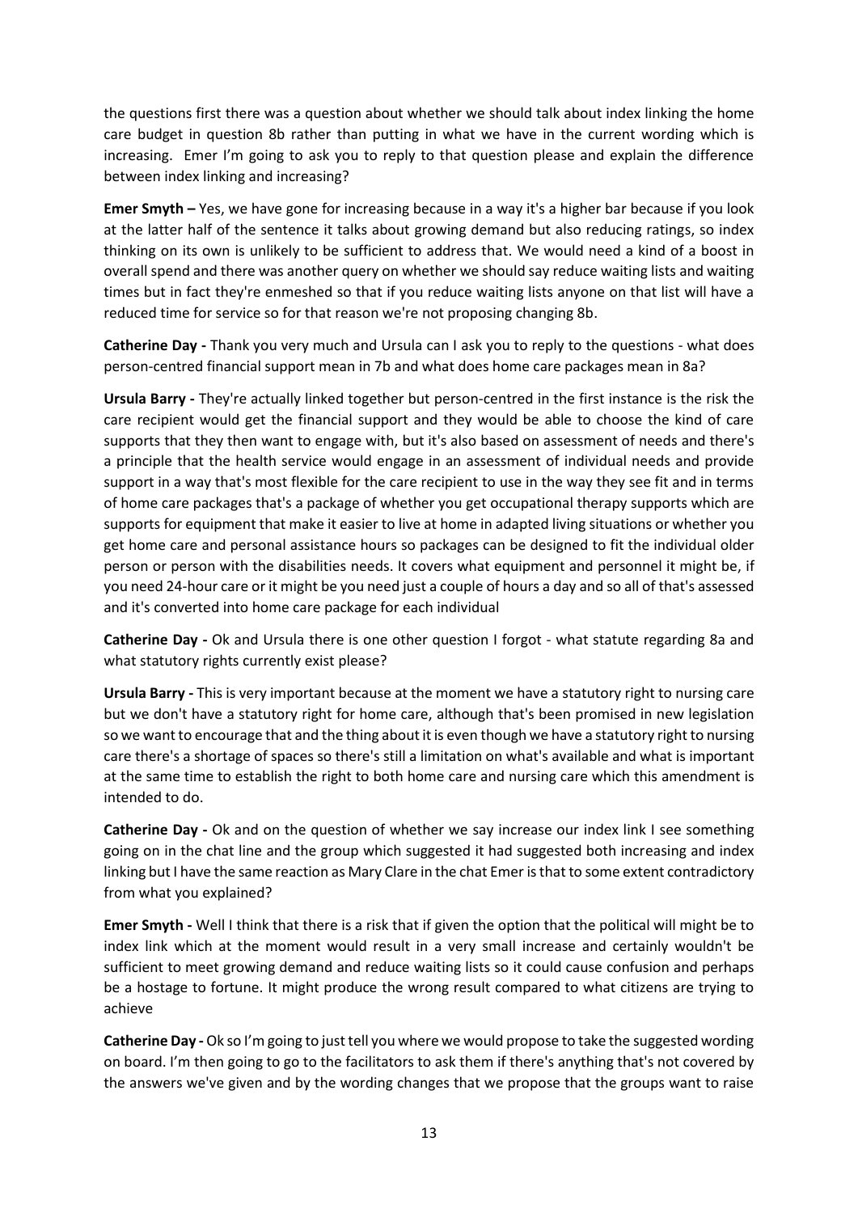the questions first there was a question about whether we should talk about index linking the home care budget in question 8b rather than putting in what we have in the current wording which is increasing. Emer I'm going to ask you to reply to that question please and explain the difference between index linking and increasing?

**Emer Smyth –** Yes, we have gone for increasing because in a way it's a higher bar because if you look at the latter half of the sentence it talks about growing demand but also reducing ratings, so index thinking on its own is unlikely to be sufficient to address that. We would need a kind of a boost in overall spend and there was another query on whether we should say reduce waiting lists and waiting times but in fact they're enmeshed so that if you reduce waiting lists anyone on that list will have a reduced time for service so for that reason we're not proposing changing 8b.

**Catherine Day -** Thank you very much and Ursula can I ask you to reply to the questions - what does person-centred financial support mean in 7b and what does home care packages mean in 8a?

**Ursula Barry -** They're actually linked together but person-centred in the first instance is the risk the care recipient would get the financial support and they would be able to choose the kind of care supports that they then want to engage with, but it's also based on assessment of needs and there's a principle that the health service would engage in an assessment of individual needs and provide support in a way that's most flexible for the care recipient to use in the way they see fit and in terms of home care packages that's a package of whether you get occupational therapy supports which are supports for equipment that make it easier to live at home in adapted living situations or whether you get home care and personal assistance hours so packages can be designed to fit the individual older person or person with the disabilities needs. It covers what equipment and personnel it might be, if you need 24-hour care or it might be you need just a couple of hours a day and so all of that's assessed and it's converted into home care package for each individual

**Catherine Day -** Ok and Ursula there is one other question I forgot - what statute regarding 8a and what statutory rights currently exist please?

**Ursula Barry -** This is very important because at the moment we have a statutory right to nursing care but we don't have a statutory right for home care, although that's been promised in new legislation so we want to encourage that and the thing about it is even though we have a statutory right to nursing care there's a shortage of spaces so there's still a limitation on what's available and what is important at the same time to establish the right to both home care and nursing care which this amendment is intended to do.

**Catherine Day -** Ok and on the question of whether we say increase our index link I see something going on in the chat line and the group which suggested it had suggested both increasing and index linking but I have the same reaction as Mary Clare in the chat Emer is that to some extent contradictory from what you explained?

**Emer Smyth -** Well I think that there is a risk that if given the option that the political will might be to index link which at the moment would result in a very small increase and certainly wouldn't be sufficient to meet growing demand and reduce waiting lists so it could cause confusion and perhaps be a hostage to fortune. It might produce the wrong result compared to what citizens are trying to achieve

**Catherine Day -** Ok so I'm going to just tell you where we would propose to take the suggested wording on board. I'm then going to go to the facilitators to ask them if there's anything that's not covered by the answers we've given and by the wording changes that we propose that the groups want to raise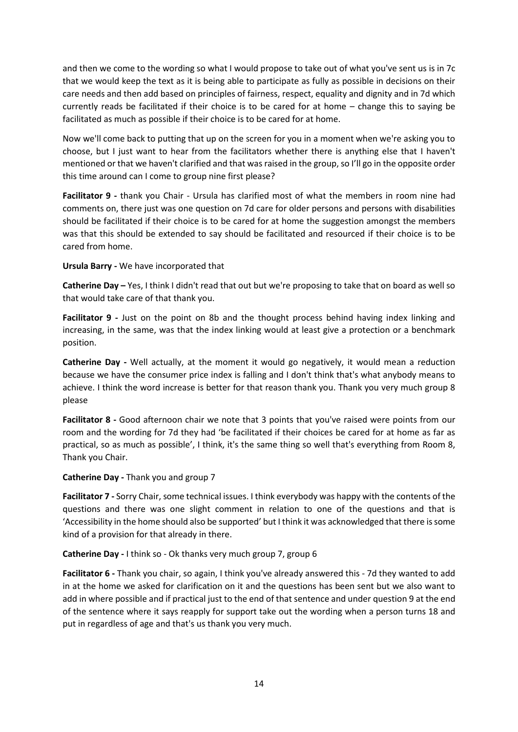and then we come to the wording so what I would propose to take out of what you've sent us is in 7c that we would keep the text as it is being able to participate as fully as possible in decisions on their care needs and then add based on principles of fairness, respect, equality and dignity and in 7d which currently reads be facilitated if their choice is to be cared for at home – change this to saying be facilitated as much as possible if their choice is to be cared for at home.

Now we'll come back to putting that up on the screen for you in a moment when we're asking you to choose, but I just want to hear from the facilitators whether there is anything else that I haven't mentioned or that we haven't clarified and that was raised in the group, so I'll go in the opposite order this time around can I come to group nine first please?

**Facilitator 9 -** thank you Chair - Ursula has clarified most of what the members in room nine had comments on, there just was one question on 7d care for older persons and persons with disabilities should be facilitated if their choice is to be cared for at home the suggestion amongst the members was that this should be extended to say should be facilitated and resourced if their choice is to be cared from home.

**Ursula Barry -** We have incorporated that

**Catherine Day –** Yes, I think I didn't read that out but we're proposing to take that on board as well so that would take care of that thank you.

**Facilitator 9 -** Just on the point on 8b and the thought process behind having index linking and increasing, in the same, was that the index linking would at least give a protection or a benchmark position.

**Catherine Day -** Well actually, at the moment it would go negatively, it would mean a reduction because we have the consumer price index is falling and I don't think that's what anybody means to achieve. I think the word increase is better for that reason thank you. Thank you very much group 8 please

**Facilitator 8 -** Good afternoon chair we note that 3 points that you've raised were points from our room and the wording for 7d they had 'be facilitated if their choices be cared for at home as far as practical, so as much as possible', I think, it's the same thing so well that's everything from Room 8, Thank you Chair.

**Catherine Day -** Thank you and group 7

**Facilitator 7 -** Sorry Chair, some technical issues. I think everybody was happy with the contents of the questions and there was one slight comment in relation to one of the questions and that is 'Accessibility in the home should also be supported' but I think it was acknowledged that there is some kind of a provision for that already in there.

**Catherine Day -** I think so - Ok thanks very much group 7, group 6

**Facilitator 6 -** Thank you chair, so again, I think you've already answered this - 7d they wanted to add in at the home we asked for clarification on it and the questions has been sent but we also want to add in where possible and if practical just to the end of that sentence and under question 9 at the end of the sentence where it says reapply for support take out the wording when a person turns 18 and put in regardless of age and that's us thank you very much.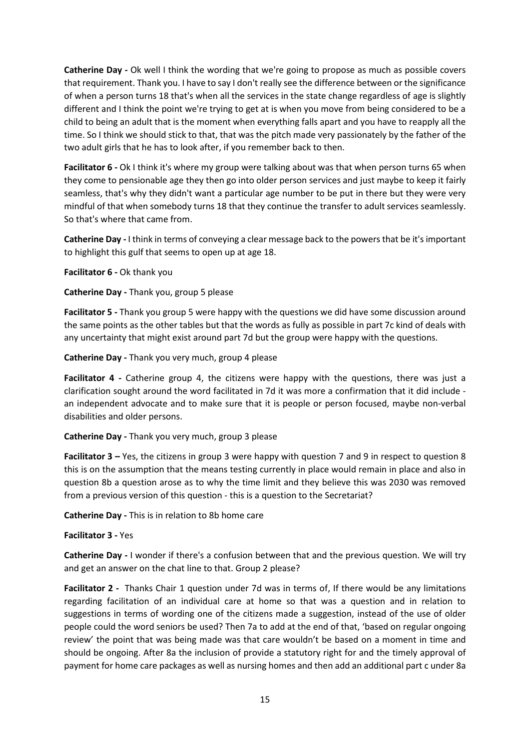**Catherine Day -** Ok well I think the wording that we're going to propose as much as possible covers that requirement. Thank you. I have to say I don't really see the difference between or the significance of when a person turns 18 that's when all the services in the state change regardless of age is slightly different and I think the point we're trying to get at is when you move from being considered to be a child to being an adult that is the moment when everything falls apart and you have to reapply all the time. So I think we should stick to that, that was the pitch made very passionately by the father of the two adult girls that he has to look after, if you remember back to then.

**Facilitator 6 -** Ok I think it's where my group were talking about was that when person turns 65 when they come to pensionable age they then go into older person services and just maybe to keep it fairly seamless, that's why they didn't want a particular age number to be put in there but they were very mindful of that when somebody turns 18 that they continue the transfer to adult services seamlessly. So that's where that came from.

**Catherine Day -** I think in terms of conveying a clear message back to the powers that be it's important to highlight this gulf that seems to open up at age 18.

**Facilitator 6 -** Ok thank you

**Catherine Day -** Thank you, group 5 please

**Facilitator 5 -** Thank you group 5 were happy with the questions we did have some discussion around the same points as the other tables but that the words as fully as possible in part 7c kind of deals with any uncertainty that might exist around part 7d but the group were happy with the questions.

**Catherine Day -** Thank you very much, group 4 please

**Facilitator 4 -** Catherine group 4, the citizens were happy with the questions, there was just a clarification sought around the word facilitated in 7d it was more a confirmation that it did include - an independent advocate and to make sure that it is people or person focused, maybe non-verbal disabilities and older persons.

**Catherine Day -** Thank you very much, group 3 please

**Facilitator 3 –** Yes, the citizens in group 3 were happy with question 7 and 9 in respect to question 8 this is on the assumption that the means testing currently in place would remain in place and also in question 8b a question arose as to why the time limit and they believe this was 2030 was removed from a previous version of this question - this is a question to the Secretariat?

**Catherine Day -** This is in relation to 8b home care

**Facilitator 3 -** Yes

**Catherine Day -** I wonder if there's a confusion between that and the previous question. We will try and get an answer on the chat line to that. Group 2 please?

**Facilitator 2 -** Thanks Chair 1 question under 7d was in terms of, If there would be any limitations regarding facilitation of an individual care at home so that was a question and in relation to suggestions in terms of wording one of the citizens made a suggestion, instead of the use of older people could the word seniors be used? Then 7a to add at the end of that, 'based on regular ongoing review' the point that was being made was that care wouldn't be based on a moment in time and should be ongoing. After 8a the inclusion of provide a statutory right for and the timely approval of payment for home care packages as well as nursing homes and then add an additional part c under 8a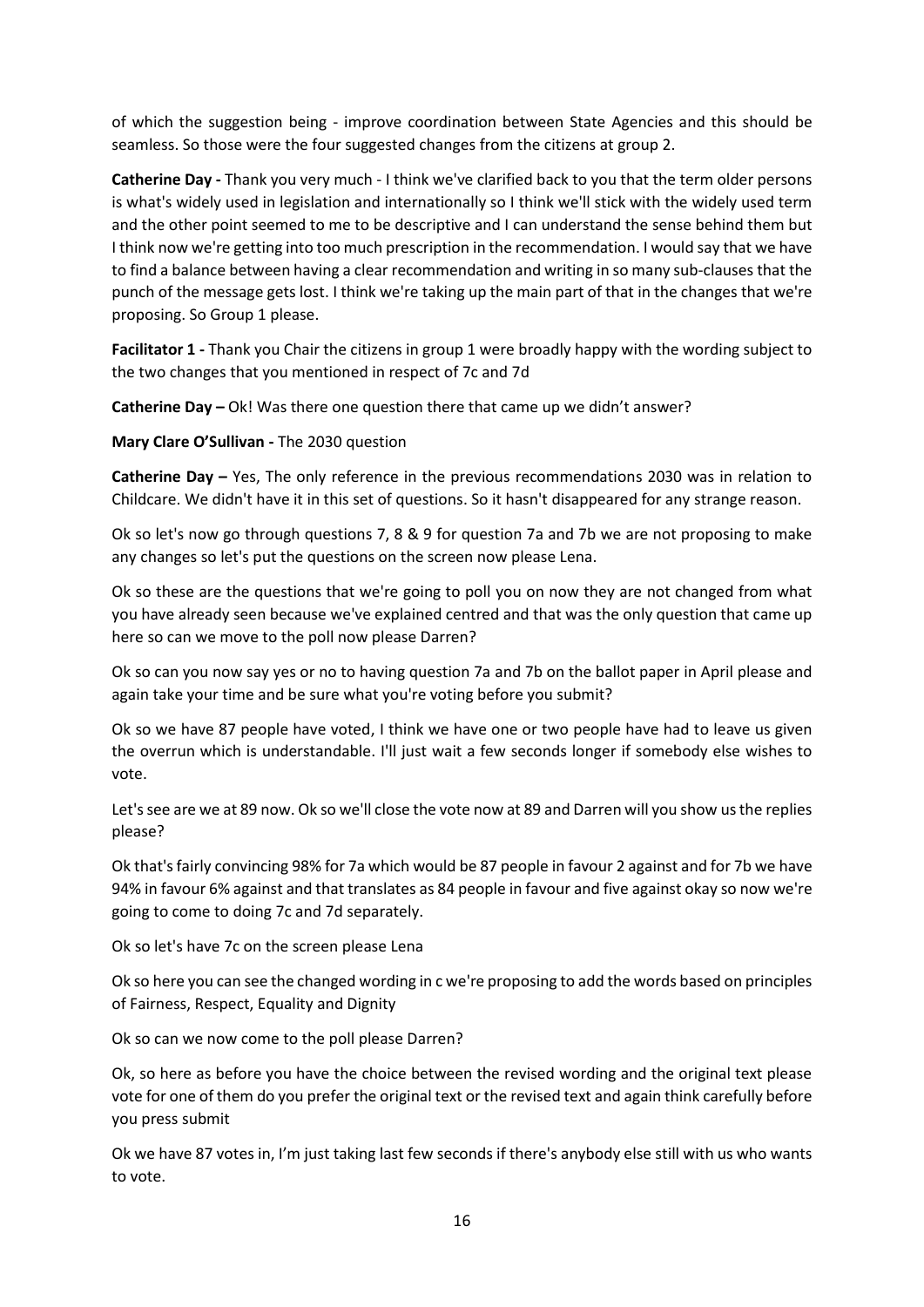of which the suggestion being - improve coordination between State Agencies and this should be seamless. So those were the four suggested changes from the citizens at group 2.

**Catherine Day -** Thank you very much - I think we've clarified back to you that the term older persons is what's widely used in legislation and internationally so I think we'll stick with the widely used term and the other point seemed to me to be descriptive and I can understand the sense behind them but I think now we're getting into too much prescription in the recommendation. I would say that we have to find a balance between having a clear recommendation and writing in so many sub-clauses that the punch of the message gets lost. I think we're taking up the main part of that in the changes that we're proposing. So Group 1 please.

**Facilitator 1 -** Thank you Chair the citizens in group 1 were broadly happy with the wording subject to the two changes that you mentioned in respect of 7c and 7d

**Catherine Day –** Ok! Was there one question there that came up we didn't answer?

**Mary Clare O'Sullivan -** The 2030 question

**Catherine Day –** Yes, The only reference in the previous recommendations 2030 was in relation to Childcare. We didn't have it in this set of questions. So it hasn't disappeared for any strange reason.

Ok so let's now go through questions 7, 8 & 9 for question 7a and 7b we are not proposing to make any changes so let's put the questions on the screen now please Lena.

Ok so these are the questions that we're going to poll you on now they are not changed from what you have already seen because we've explained centred and that was the only question that came up here so can we move to the poll now please Darren?

Ok so can you now say yes or no to having question 7a and 7b on the ballot paper in April please and again take your time and be sure what you're voting before you submit?

Ok so we have 87 people have voted, I think we have one or two people have had to leave us given the overrun which is understandable. I'll just wait a few seconds longer if somebody else wishes to vote.

Let's see are we at 89 now. Ok so we'll close the vote now at 89 and Darren will you show us the replies please?

Ok that's fairly convincing 98% for 7a which would be 87 people in favour 2 against and for 7b we have 94% in favour 6% against and that translates as 84 people in favour and five against okay so now we're going to come to doing 7c and 7d separately.

Ok so let's have 7c on the screen please Lena

Ok so here you can see the changed wording in c we're proposing to add the words based on principles of Fairness, Respect, Equality and Dignity

Ok so can we now come to the poll please Darren?

Ok, so here as before you have the choice between the revised wording and the original text please vote for one of them do you prefer the original text or the revised text and again think carefully before you press submit

Ok we have 87 votes in, I'm just taking last few seconds if there's anybody else still with us who wants to vote.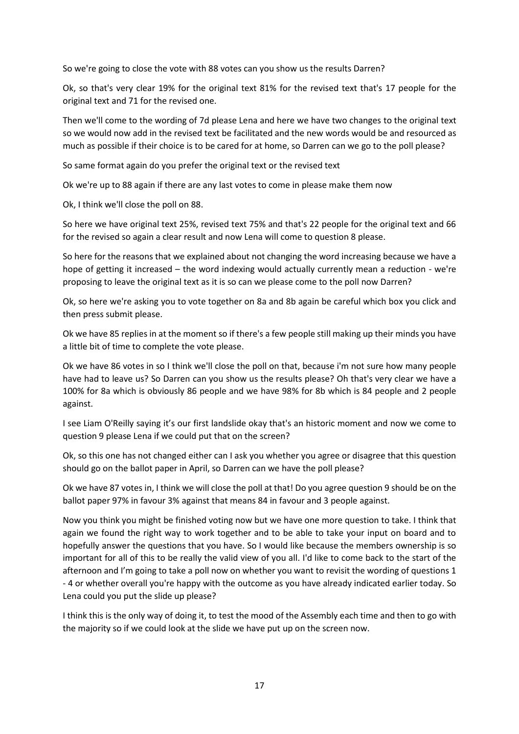So we're going to close the vote with 88 votes can you show us the results Darren?

Ok, so that's very clear 19% for the original text 81% for the revised text that's 17 people for the original text and 71 for the revised one.

Then we'll come to the wording of 7d please Lena and here we have two changes to the original text so we would now add in the revised text be facilitated and the new words would be and resourced as much as possible if their choice is to be cared for at home, so Darren can we go to the poll please?

So same format again do you prefer the original text or the revised text

Ok we're up to 88 again if there are any last votes to come in please make them now

Ok, I think we'll close the poll on 88.

So here we have original text 25%, revised text 75% and that's 22 people for the original text and 66 for the revised so again a clear result and now Lena will come to question 8 please.

So here for the reasons that we explained about not changing the word increasing because we have a hope of getting it increased – the word indexing would actually currently mean a reduction - we're proposing to leave the original text as it is so can we please come to the poll now Darren?

Ok, so here we're asking you to vote together on 8a and 8b again be careful which box you click and then press submit please.

Ok we have 85 replies in at the moment so if there's a few people still making up their minds you have a little bit of time to complete the vote please.

Ok we have 86 votes in so I think we'll close the poll on that, because i'm not sure how many people have had to leave us? So Darren can you show us the results please? Oh that's very clear we have a 100% for 8a which is obviously 86 people and we have 98% for 8b which is 84 people and 2 people against.

I see Liam O'Reilly saying it's our first landslide okay that's an historic moment and now we come to question 9 please Lena if we could put that on the screen?

Ok, so this one has not changed either can I ask you whether you agree or disagree that this question should go on the ballot paper in April, so Darren can we have the poll please?

Ok we have 87 votes in, I think we will close the poll at that! Do you agree question 9 should be on the ballot paper 97% in favour 3% against that means 84 in favour and 3 people against.

Now you think you might be finished voting now but we have one more question to take. I think that again we found the right way to work together and to be able to take your input on board and to hopefully answer the questions that you have. So I would like because the members ownership is so important for all of this to be really the valid view of you all. I'd like to come back to the start of the afternoon and I'm going to take a poll now on whether you want to revisit the wording of questions 1 - 4 or whether overall you're happy with the outcome as you have already indicated earlier today. So Lena could you put the slide up please?

I think this is the only way of doing it, to test the mood of the Assembly each time and then to go with the majority so if we could look at the slide we have put up on the screen now.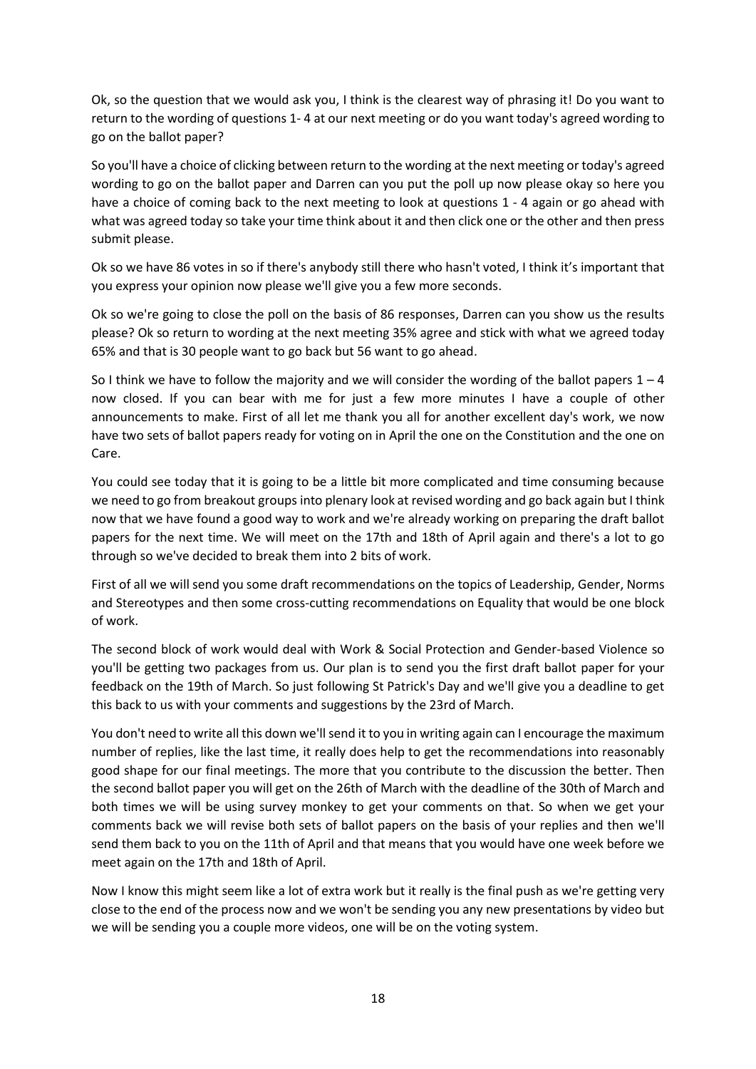Ok, so the question that we would ask you, I think is the clearest way of phrasing it! Do you want to return to the wording of questions 1- 4 at our next meeting or do you want today's agreed wording to go on the ballot paper?

So you'll have a choice of clicking between return to the wording at the next meeting or today's agreed wording to go on the ballot paper and Darren can you put the poll up now please okay so here you have a choice of coming back to the next meeting to look at questions 1 - 4 again or go ahead with what was agreed today so take your time think about it and then click one or the other and then press submit please.

Ok so we have 86 votes in so if there's anybody still there who hasn't voted, I think it's important that you express your opinion now please we'll give you a few more seconds.

Ok so we're going to close the poll on the basis of 86 responses, Darren can you show us the results please? Ok so return to wording at the next meeting 35% agree and stick with what we agreed today 65% and that is 30 people want to go back but 56 want to go ahead.

So I think we have to follow the majority and we will consider the wording of the ballot papers 1 – 4 now closed. If you can bear with me for just a few more minutes I have a couple of other announcements to make. First of all let me thank you all for another excellent day's work, we now have two sets of ballot papers ready for voting on in April the one on the Constitution and the one on Care.

You could see today that it is going to be a little bit more complicated and time consuming because we need to go from breakout groups into plenary look at revised wording and go back again but I think now that we have found a good way to work and we're already working on preparing the draft ballot papers for the next time. We will meet on the 17th and 18th of April again and there's a lot to go through so we've decided to break them into 2 bits of work.

First of all we will send you some draft recommendations on the topics of Leadership, Gender, Norms and Stereotypes and then some cross-cutting recommendations on Equality that would be one block of work.

The second block of work would deal with Work & Social Protection and Gender-based Violence so you'll be getting two packages from us. Our plan is to send you the first draft ballot paper for your feedback on the 19th of March. So just following St Patrick's Day and we'll give you a deadline to get this back to us with your comments and suggestions by the 23rd of March.

You don't need to write all this down we'll send it to you in writing again can I encourage the maximum number of replies, like the last time, it really does help to get the recommendations into reasonably good shape for our final meetings. The more that you contribute to the discussion the better. Then the second ballot paper you will get on the 26th of March with the deadline of the 30th of March and both times we will be using survey monkey to get your comments on that. So when we get your comments back we will revise both sets of ballot papers on the basis of your replies and then we'll send them back to you on the 11th of April and that means that you would have one week before we meet again on the 17th and 18th of April.

Now I know this might seem like a lot of extra work but it really is the final push as we're getting very close to the end of the process now and we won't be sending you any new presentations by video but we will be sending you a couple more videos, one will be on the voting system.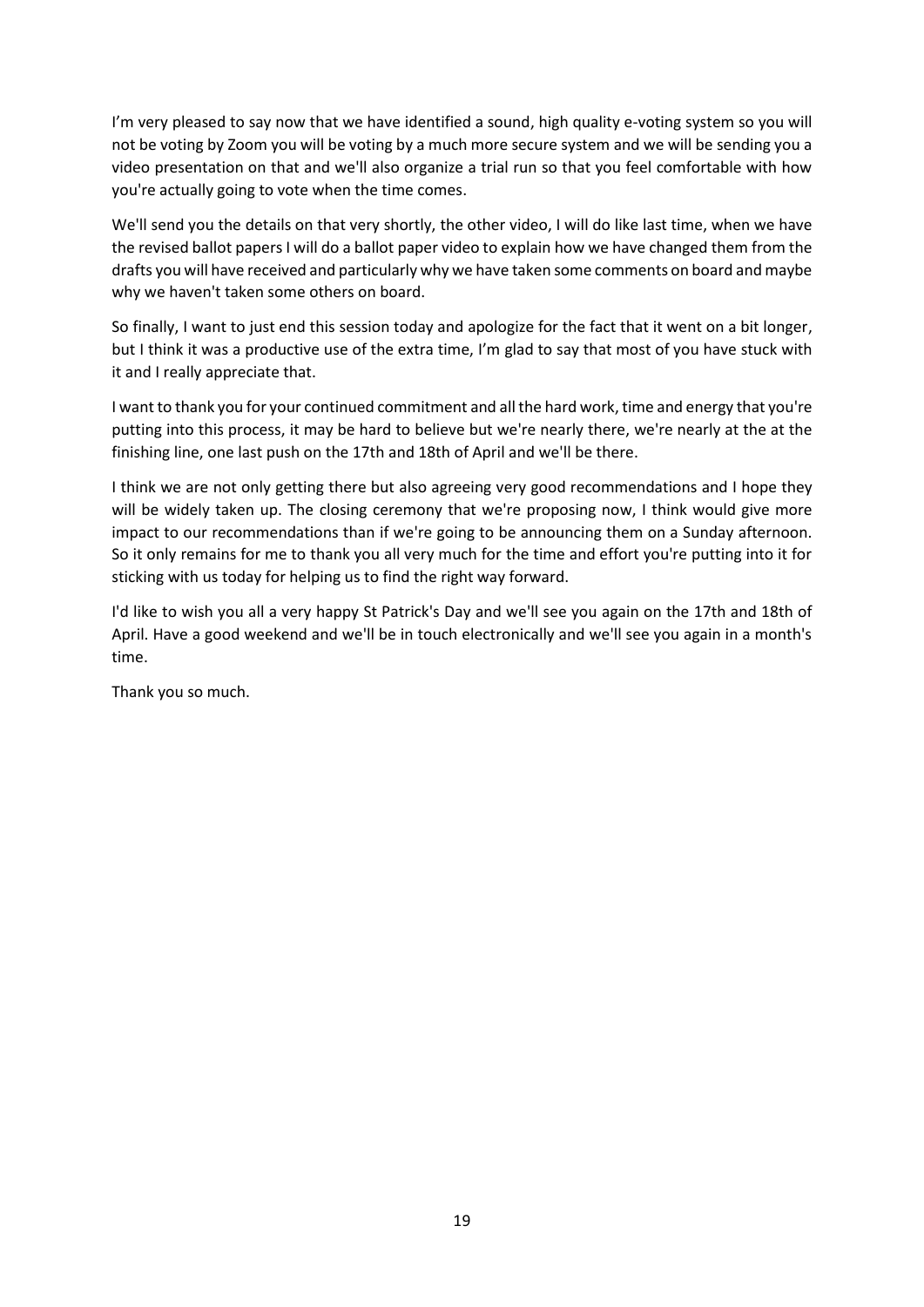I'm very pleased to say now that we have identified a sound, high quality e-voting system so you will not be voting by Zoom you will be voting by a much more secure system and we will be sending you a video presentation on that and we'll also organize a trial run so that you feel comfortable with how you're actually going to vote when the time comes.

We'll send you the details on that very shortly, the other video, I will do like last time, when we have the revised ballot papers I will do a ballot paper video to explain how we have changed them from the drafts you will have received and particularly why we have taken some comments on board and maybe why we haven't taken some others on board.

So finally, I want to just end this session today and apologize for the fact that it went on a bit longer, but I think it was a productive use of the extra time, I'm glad to say that most of you have stuck with it and I really appreciate that.

I want to thank you for your continued commitment and all the hard work, time and energy that you're putting into this process, it may be hard to believe but we're nearly there, we're nearly at the at the finishing line, one last push on the 17th and 18th of April and we'll be there.

I think we are not only getting there but also agreeing very good recommendations and I hope they will be widely taken up. The closing ceremony that we're proposing now, I think would give more impact to our recommendations than if we're going to be announcing them on a Sunday afternoon. So it only remains for me to thank you all very much for the time and effort you're putting into it for sticking with us today for helping us to find the right way forward.

I'd like to wish you all a very happy St Patrick's Day and we'll see you again on the 17th and 18th of April. Have a good weekend and we'll be in touch electronically and we'll see you again in a month's time.

Thank you so much.